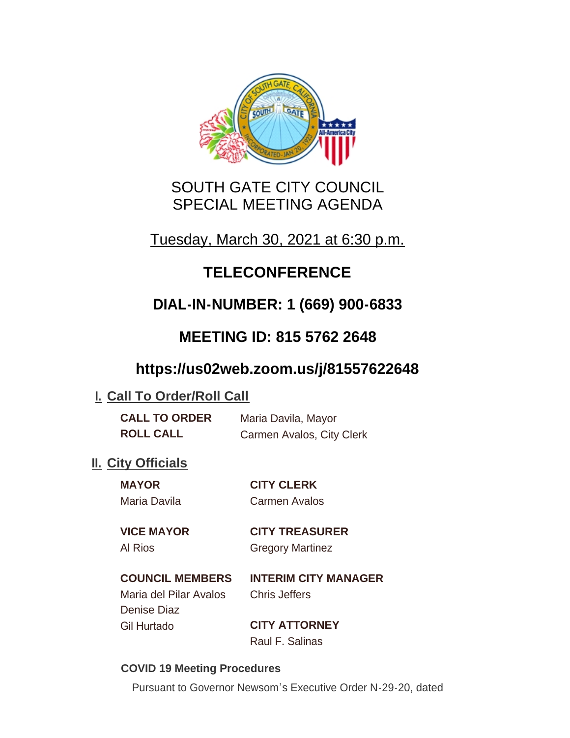# SOUTH GATE CITY COUNCIL
# SPECIAL MEETING AGENDA

Tuesday, March 30, 2021 at 6:30 p.m.

## TELECONFERENCE

## DIAL-IN-NUMBER: 1 (669) 900-6833

## MEETING ID: 815 5762 2648

## https://us02web.zoom.us/j/81557622648

## I. Call To Order/Roll Call

**CALL TO ORDER** Maria Davila, Mayor

**ROLL CALL** Carmen Avalos, City Clerk

## II. City Officials

**MAYOR**
Maria Davila

**CITY CLERK**
Carmen Avalos

**VICE MAYOR**
Al Rios

**CITY TREASURER**
Gregory Martinez

**COUNCIL MEMBERS**
Maria del Pilar Avalos
Denise Diaz
Gil Hurtado

**INTERIM CITY MANAGER**
Chris Jeffers

**CITY ATTORNEY**
Raul F. Salinas

**COVID 19 Meeting Procedures**

Pursuant to Governor Newsom's Executive Order N-29-20, dated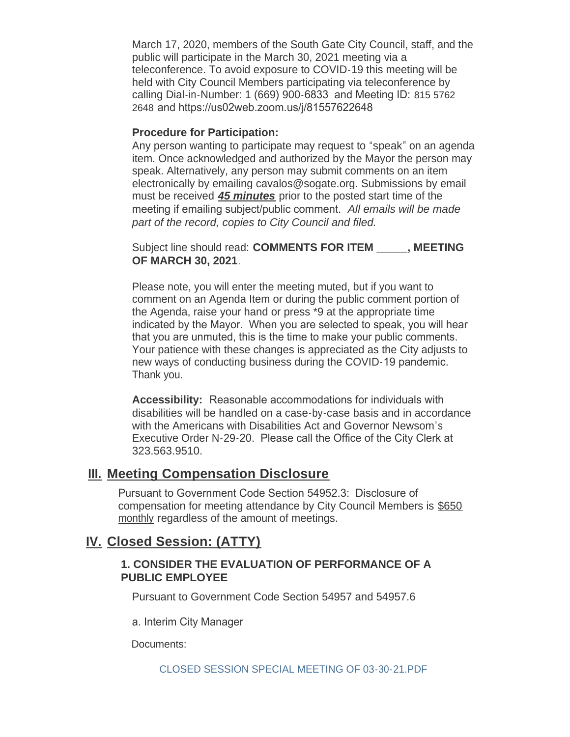March 17, 2020, members of the South Gate City Council, staff, and the public will participate in the March 30, 2021 meeting via a teleconference. To avoid exposure to COVID-19 this meeting will be held with City Council Members participating via teleconference by calling Dial-in-Number: 1 (669) 900-6833 and Meeting ID: 815 5762 2648 and https://us02web.zoom.us/j/81557622648

**Procedure for Participation:**
Any person wanting to participate may request to "speak" on an agenda item. Once acknowledged and authorized by the Mayor the person may speak. Alternatively, any person may submit comments on an item electronically by emailing cavalos@sogate.org. Submissions by email must be received ***45 minutes*** prior to the posted start time of the meeting if emailing subject/public comment. *All emails will be made part of the record, copies to City Council and filed.*

Subject line should read: **COMMENTS FOR ITEM _____, MEETING OF MARCH 30, 2021**.

Please note, you will enter the meeting muted, but if you want to comment on an Agenda Item or during the public comment portion of the Agenda, raise your hand or press *9 at the appropriate time indicated by the Mayor. When you are selected to speak, you will hear that you are unmuted, this is the time to make your public comments. Your patience with these changes is appreciated as the City adjusts to new ways of conducting business during the COVID-19 pandemic. Thank you.

**Accessibility:** Reasonable accommodations for individuals with disabilities will be handled on a case-by-case basis and in accordance with the Americans with Disabilities Act and Governor Newsom's Executive Order N-29-20. Please call the Office of the City Clerk at 323.563.9510.

## III. Meeting Compensation Disclosure

Pursuant to Government Code Section 54952.3: Disclosure of compensation for meeting attendance by City Council Members is $650 monthly regardless of the amount of meetings.

## IV. Closed Session: (ATTY)

### 1. CONSIDER THE EVALUATION OF PERFORMANCE OF A PUBLIC EMPLOYEE

Pursuant to Government Code Section 54957 and 54957.6

a. Interim City Manager

Documents:

CLOSED SESSION SPECIAL MEETING OF 03-30-21.PDF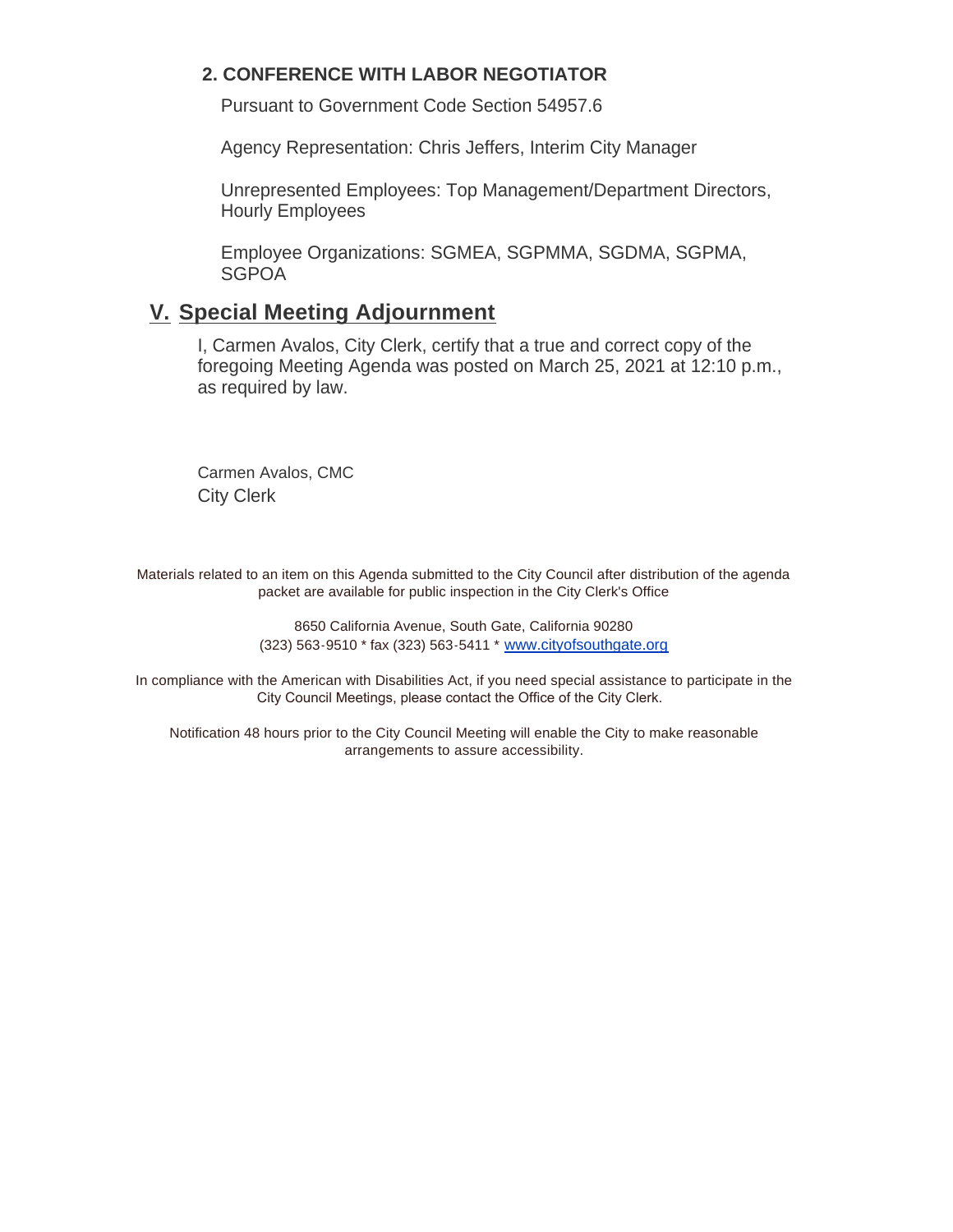### 2. CONFERENCE WITH LABOR NEGOTIATOR

Pursuant to Government Code Section 54957.6

Agency Representation: Chris Jeffers, Interim City Manager

Unrepresented Employees: Top Management/Department Directors, Hourly Employees

Employee Organizations: SGMEA, SGPMMA, SGDMA, SGPMA, SGPOA

## V. Special Meeting Adjournment

I, Carmen Avalos, City Clerk, certify that a true and correct copy of the foregoing Meeting Agenda was posted on March 25, 2021 at 12:10 p.m., as required by law.

Carmen Avalos, CMC
City Clerk

Materials related to an item on this Agenda submitted to the City Council after distribution of the agenda packet are available for public inspection in the City Clerk's Office

8650 California Avenue, South Gate, California 90280
(323) 563-9510 * fax (323) 563-5411 * www.cityofsouthgate.org

In compliance with the American with Disabilities Act, if you need special assistance to participate in the City Council Meetings, please contact the Office of the City Clerk.

Notification 48 hours prior to the City Council Meeting will enable the City to make reasonable arrangements to assure accessibility.